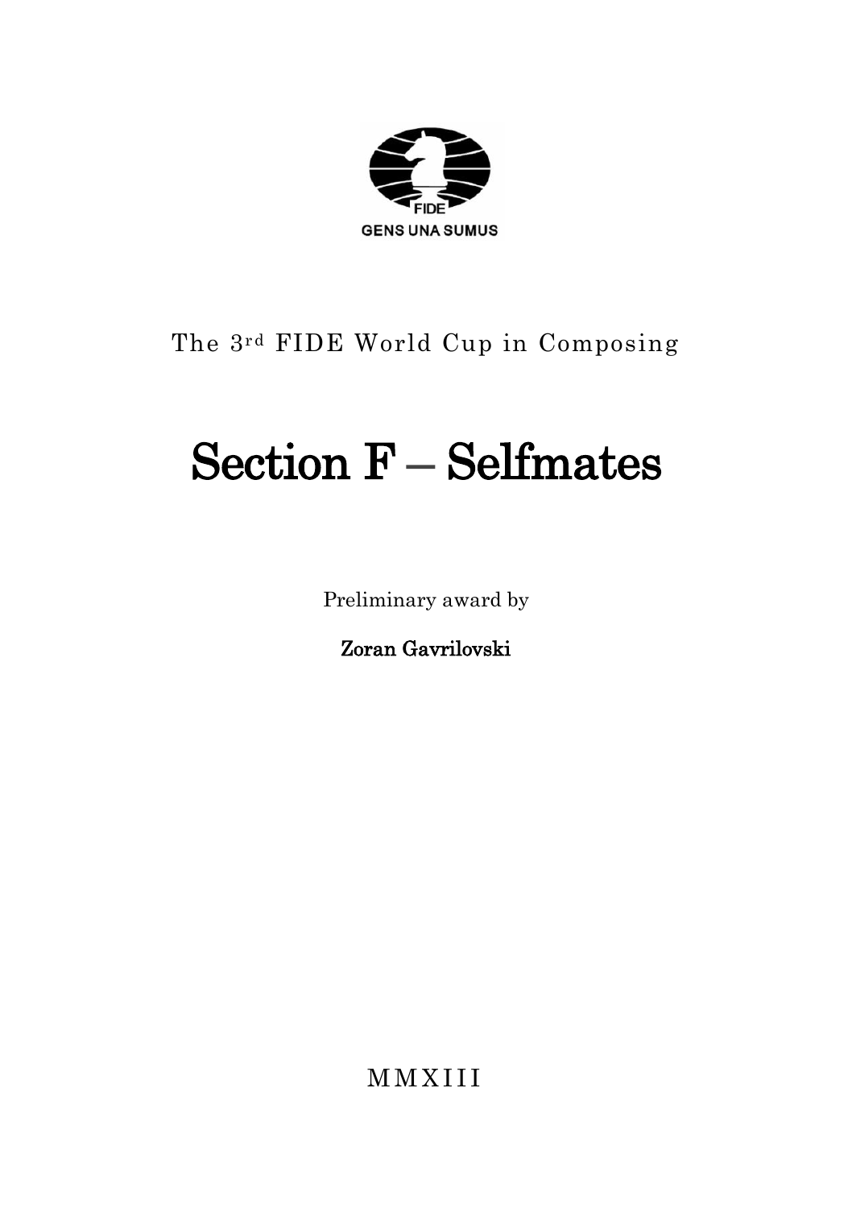FIDE

GENS UNA SUMUS

The 3rd FIDE World Cup in Composing

# Section F – Selfmates

Preliminary award by

**Zoran Gavrilovski**

MMXIII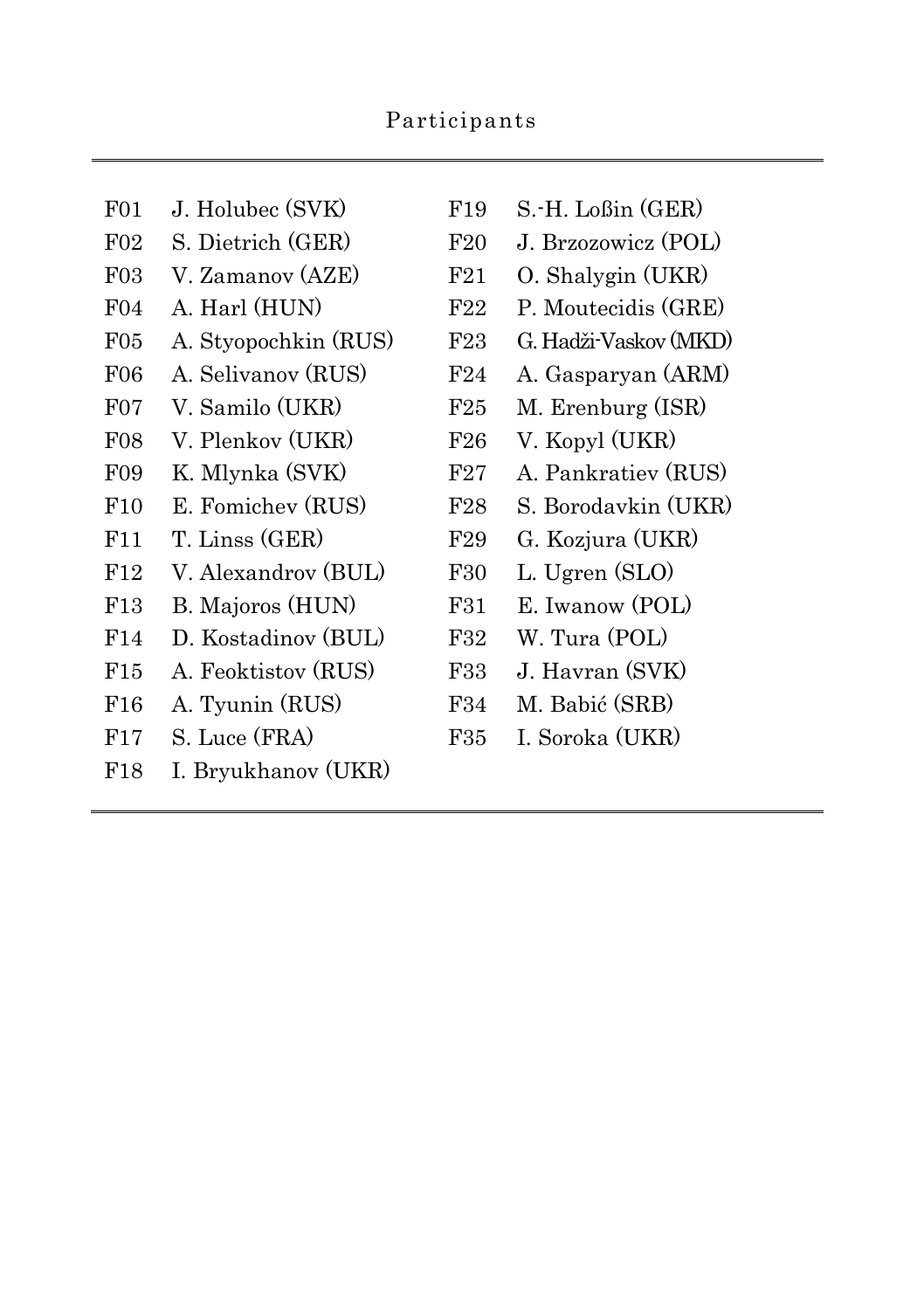# Participants

| | | | |
|---|---|---|---|
| F01 | J. Holubec (SVK) | F19 | S.-H. Loßin (GER) |
| F02 | S. Dietrich (GER) | F20 | J. Brzozowicz (POL) |
| F03 | V. Zamanov (AZE) | F21 | O. Shalygin (UKR) |
| F04 | A. Harl (HUN) | F22 | P. Moutecidis (GRE) |
| F05 | A. Styopochkin (RUS) | F23 | G. Hadži-Vaskov (MKD) |
| F06 | A. Selivanov (RUS) | F24 | A. Gasparyan (ARM) |
| F07 | V. Samilo (UKR) | F25 | M. Erenburg (ISR) |
| F08 | V. Plenkov (UKR) | F26 | V. Kopyl (UKR) |
| F09 | K. Mlynka (SVK) | F27 | A. Pankratiev (RUS) |
| F10 | E. Fomichev (RUS) | F28 | S. Borodavkin (UKR) |
| F11 | T. Linss (GER) | F29 | G. Kozjura (UKR) |
| F12 | V. Alexandrov (BUL) | F30 | L. Ugren (SLO) |
| F13 | B. Majoros (HUN) | F31 | E. Iwanow (POL) |
| F14 | D. Kostadinov (BUL) | F32 | W. Tura (POL) |
| F15 | A. Feoktistov (RUS) | F33 | J. Havran (SVK) |
| F16 | A. Tyunin (RUS) | F34 | M. Babić (SRB) |
| F17 | S. Luce (FRA) | F35 | I. Soroka (UKR) |
| F18 | I. Bryukhanov (UKR) | | |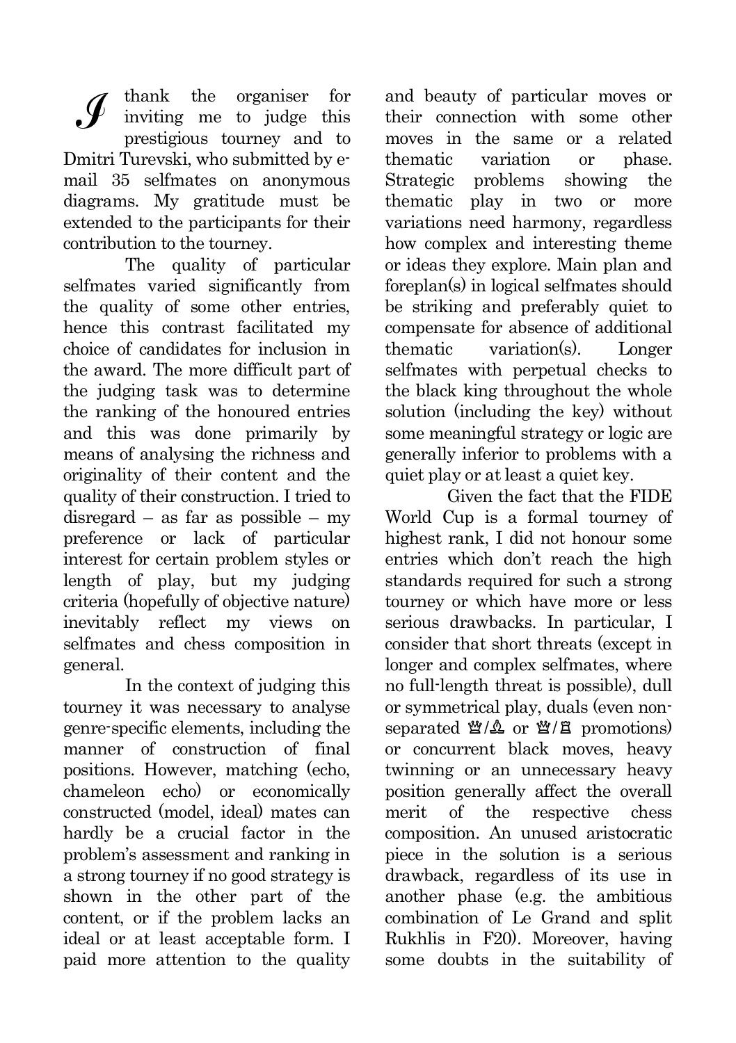I thank the organiser for inviting me to judge this prestigious tourney and to Dmitri Turevski, who submitted by e-mail 35 selfmates on anonymous diagrams. My gratitude must be extended to the participants for their contribution to the tourney.

The quality of particular selfmates varied significantly from the quality of some other entries, hence this contrast facilitated my choice of candidates for inclusion in the award. The more difficult part of the judging task was to determine the ranking of the honoured entries and this was done primarily by means of analysing the richness and originality of their content and the quality of their construction. I tried to disregard – as far as possible – my preference or lack of particular interest for certain problem styles or length of play, but my judging criteria (hopefully of objective nature) inevitably reflect my views on selfmates and chess composition in general.

In the context of judging this tourney it was necessary to analyse genre-specific elements, including the manner of construction of final positions. However, matching (echo, chameleon echo) or economically constructed (model, ideal) mates can hardly be a crucial factor in the problem's assessment and ranking in a strong tourney if no good strategy is shown in the other part of the content, or if the problem lacks an ideal or at least acceptable form. I paid more attention to the quality and beauty of particular moves or their connection with some other moves in the same or a related thematic variation or phase. Strategic problems showing the thematic play in two or more variations need harmony, regardless how complex and interesting theme or ideas they explore. Main plan and foreplan(s) in logical selfmates should be striking and preferably quiet to compensate for absence of additional thematic variation(s). Longer selfmates with perpetual checks to the black king throughout the whole solution (including the key) without some meaningful strategy or logic are generally inferior to problems with a quiet play or at least a quiet key.

Given the fact that the FIDE World Cup is a formal tourney of highest rank, I did not honour some entries which don't reach the high standards required for such a strong tourney or which have more or less serious drawbacks. In particular, I consider that short threats (except in longer and complex selfmates, where no full-length threat is possible), dull or symmetrical play, duals (even non-separated ♕/♗ or ♕/♖ promotions) or concurrent black moves, heavy twinning or an unnecessary heavy position generally affect the overall merit of the respective chess composition. An unused aristocratic piece in the solution is a serious drawback, regardless of its use in another phase (e.g. the ambitious combination of Le Grand and split Rukhlis in F20). Moreover, having some doubts in the suitability of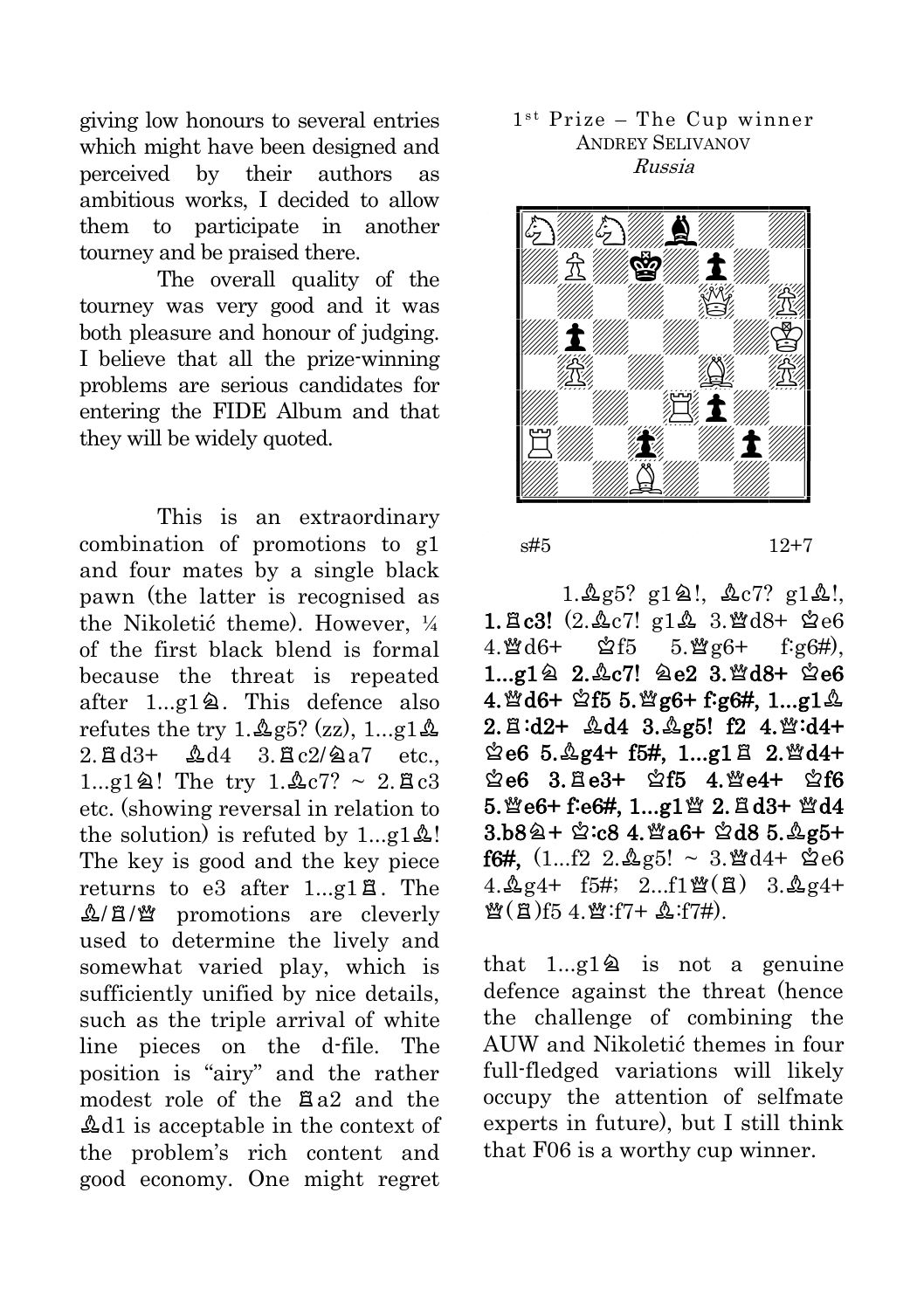giving low honours to several entries which might have been designed and perceived by their authors as ambitious works, I decided to allow them to participate in another tourney and be praised there.

The overall quality of the tourney was very good and it was both pleasure and honour of judging. I believe that all the prize-winning problems are serious candidates for entering the FIDE Album and that they will be widely quoted.

1st Prize – The Cup winner
ANDREY SELIVANOV
*Russia*

s#5 12+7

1.♗g5? g1♘!, ♗c7? g1♗!, **1.♖c3!** (2.♗c7! g1♗ 3.♕d8+ ♔e6 4.♕d6+ ♔f5 5.♕g6+ f:g6#), **1...g1♘ 2.♗c7! ♘e2 3.♕d8+ ♔e6 4.♕d6+ ♔f5 5.♕g6+ f:g6#, 1...g1♗ 2.♖:d2+ ♗d4 3.♗g5! f2 4.♕:d4+ ♔e6 5.♗g4+ f5#, 1...g1♖ 2.♕d4+ ♔e6 3.♖e3+ ♔f5 4.♕e4+ ♔f6 5.♕e6+ f:e6#, 1...g1♕ 2.♖d3+ ♕d4 3.b8♘+ ♔:c8 4.♕a6+ ♔d8 5.♗g5+ f6#,** (1...f2 2.♗g5! ~ 3.♕d4+ ♔e6 4.♗g4+ f5#; 2...f1♕(♖) 3.♗g4+ ♕(♖)f5 4.♕:f7+ ♗:f7#).

This is an extraordinary combination of promotions to g1 and four mates by a single black pawn (the latter is recognised as the Nikoletić theme). However, ¼ of the first black blend is formal because the threat is repeated after 1...g1♘. This defence also refutes the try 1.♗g5? (zz), 1...g1♗ 2.♖d3+ ♗d4 3.♖c2/♘a7 etc., 1...g1♘! The try 1.♗c7? ~ 2.♖c3 etc. (showing reversal in relation to the solution) is refuted by 1...g1♗! The key is good and the key piece returns to e3 after 1...g1♖. The ♗/♖/♕ promotions are cleverly used to determine the lively and somewhat varied play, which is sufficiently unified by nice details, such as the triple arrival of white line pieces on the d-file. The position is "airy" and the rather modest role of the ♖a2 and the ♗d1 is acceptable in the context of the problem's rich content and good economy. One might regret that 1...g1♘ is not a genuine defence against the threat (hence the challenge of combining the AUW and Nikoletić themes in four full-fledged variations will likely occupy the attention of selfmate experts in future), but I still think that F06 is a worthy cup winner.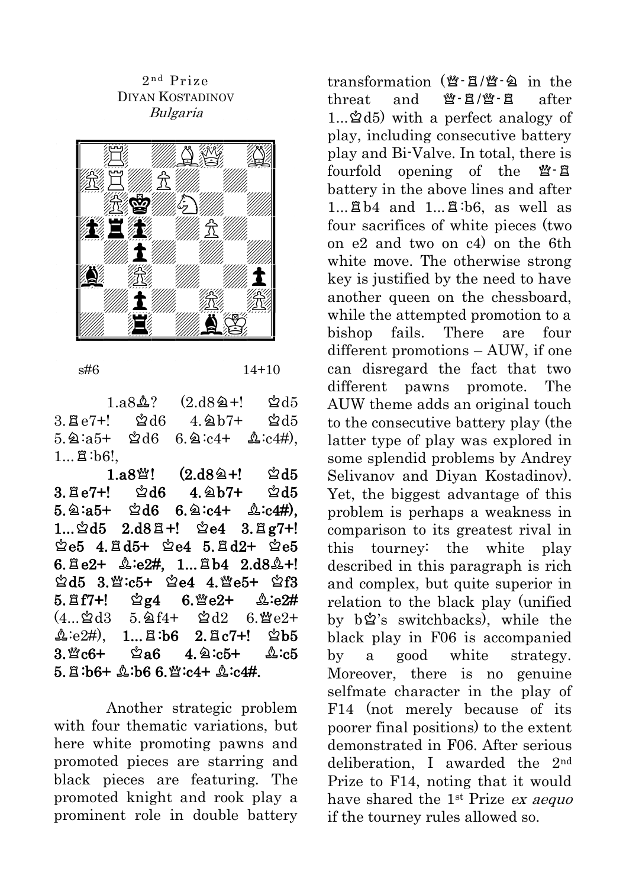2nd Prize
DIYAN KOSTADINOV
*Bulgaria*

s#6 14+10

1.a8♗? (2.d8♘+! ♔d5 3.♖e7+! ♔d6 4.♘b7+ ♔d5 5.♘:a5+ ♔d6 6.♘:c4+ ♗:c4#), 1...♖:b6!,

**1.a8♕! (2.d8♘+! ♔d5 3.♖e7+! ♔d6 4.♘b7+ ♔d5 5.♘:a5+ ♔d6 6.♘:c4+ ♗:c4#), 1...♔d5 2.d8♖+! ♔e4 3.♖g7+! ♔e5 4.♖d5+ ♔e4 5.♖d2+ ♔e5 6.♖e2+ ♗:e2#, 1...♖b4 2.d8♗+! ♔d5 3.♕:c5+ ♔e4 4.♕e5+ ♔f3 5.♖f7+! ♔g4 6.♕e2+ ♗:e2#** (4...♔d3 5.♘f4+ ♔d2 6.♕e2+ ♗:e2#), **1...♖:b6 2.♖c7+! ♔b5 3.♕c6+ ♔a6 4.♘:c5+ ♗:c5 5.♖:b6+ ♗:b6 6.♕:c4+ ♗:c4#.**

Another strategic problem with four thematic variations, but here white promoting pawns and promoted pieces are starring and black pieces are featuring. The promoted knight and rook play a prominent role in double battery transformation (♕-♖/♕-♘ in the threat and ♕-♖/♕-♖ after 1...♔d5) with a perfect analogy of play, including consecutive battery play and Bi-Valve. In total, there is fourfold opening of the ♕-♖ battery in the above lines and after 1...♖b4 and 1...♖:b6, as well as four sacrifices of white pieces (two on e2 and two on c4) on the 6th white move. The otherwise strong key is justified by the need to have another queen on the chessboard, while the attempted promotion to a bishop fails. There are four different promotions – AUW, if one can disregard the fact that two different pawns promote. The AUW theme adds an original touch to the consecutive battery play (the latter type of play was explored in some splendid problems by Andrey Selivanov and Diyan Kostadinov). Yet, the biggest advantage of this problem is perhaps a weakness in comparison to its greatest rival in this tourney: the white play described in this paragraph is rich and complex, but quite superior in relation to the black play (unified by b♔'s switchbacks), while the black play in F06 is accompanied by a good white strategy. Moreover, there is no genuine selfmate character in the play of F14 (not merely because of its poorer final positions) to the extent demonstrated in F06. After serious deliberation, I awarded the 2nd Prize to F14, noting that it would have shared the 1st Prize *ex aequo* if the tourney rules allowed so.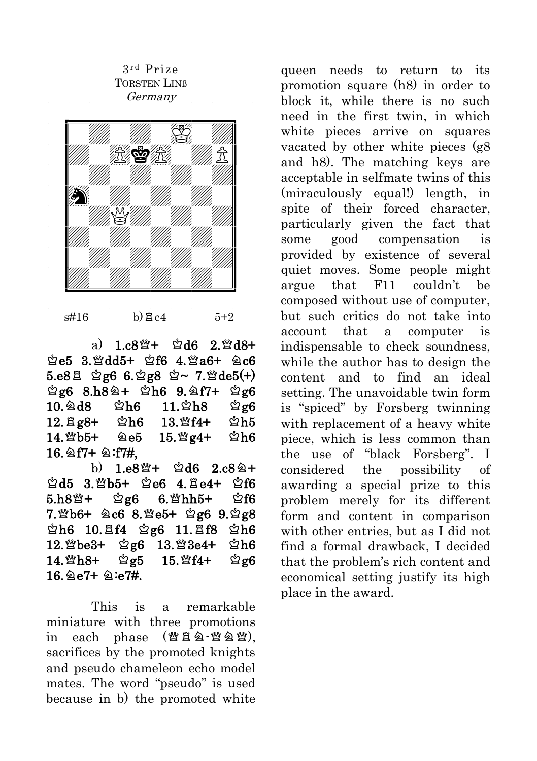3rd Prize
TORSTEN LINß
*Germany*

s#16 b) ♖c4 5+2

a) **1.c8♕+ ♔d6 2.♕d8+ ♔e5 3.♕dd5+ ♔f6 4.♕a6+ ♘c6 5.e8♖ ♔g6 6.♔g8 ♔~ 7.♕de5(+) ♔g6 8.h8♘+ ♔h6 9.♘f7+ ♔g6 10.♘d8 ♔h6 11.♔h8 ♔g6 12.♖g8+ ♔h6 13.♕f4+ ♔h5 14.♕b5+ ♘e5 15.♕g4+ ♔h6 16.♘f7+ ♘:f7#,**

b) **1.e8♕+ ♔d6 2.c8♘+ ♔d5 3.♕b5+ ♔e6 4.♖e4+ ♔f6 5.h8♕+ ♔g6 6.♕hh5+ ♔f6 7.♕b6+ ♘c6 8.♕e5+ ♔g6 9.♔g8 ♔h6 10.♖f4 ♔g6 11.♖f8 ♔h6 12.♕be3+ ♔g6 13.♕3e4+ ♔h6 14.♕h8+ ♔g5 15.♕f4+ ♔g6 16.♘e7+ ♘:e7#.**

This is a remarkable miniature with three promotions in each phase (♕♖♘-♕♘♕), sacrifices by the promoted knights and pseudo chameleon echo model mates. The word "pseudo" is used because in b) the promoted white queen needs to return to its promotion square (h8) in order to block it, while there is no such need in the first twin, in which white pieces arrive on squares vacated by other white pieces (g8 and h8). The matching keys are acceptable in selfmate twins of this (miraculously equal!) length, in spite of their forced character, particularly given the fact that some good compensation is provided by existence of several quiet moves. Some people might argue that F11 couldn't be composed without use of computer, but such critics do not take into account that a computer is indispensable to check soundness, while the author has to design the content and to find an ideal setting. The unavoidable twin form is "spiced" by Forsberg twinning with replacement of a heavy white piece, which is less common than the use of "black Forsberg". I considered the possibility of awarding a special prize to this problem merely for its different form and content in comparison with other entries, but as I did not find a formal drawback, I decided that the problem's rich content and economical setting justify its high place in the award.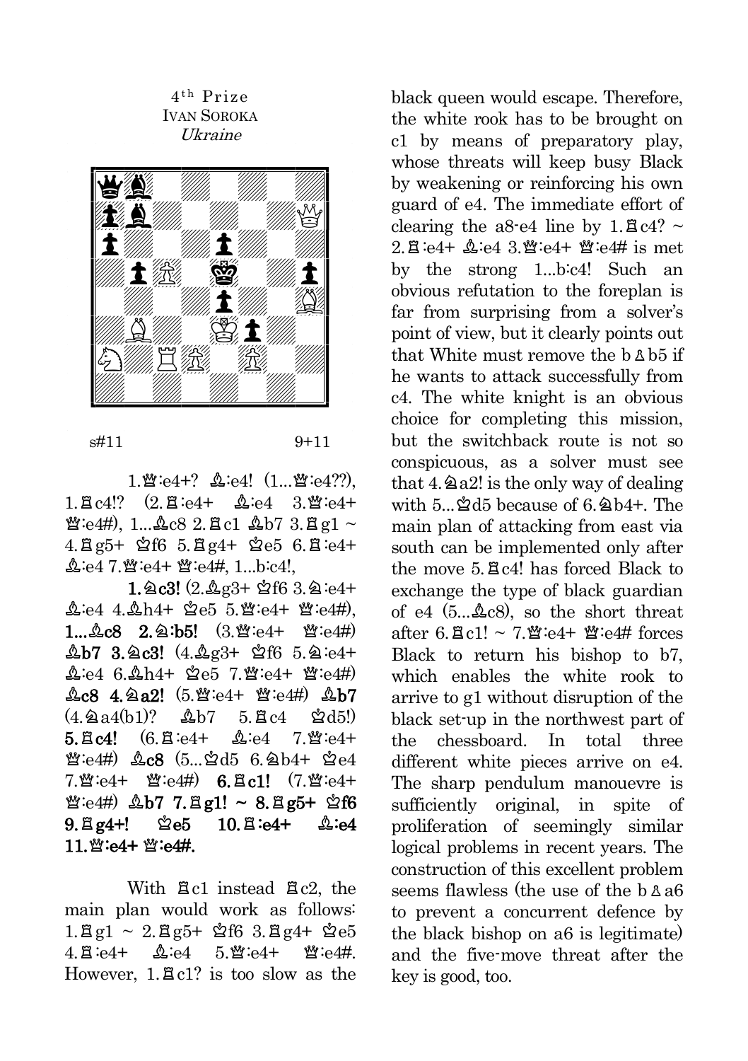4th Prize
IVAN SOROKA
*Ukraine*

s#11 9+11

1.♕:e4+? ♗:e4! (1...♕:e4??), 1.♖c4!? (2.♖:e4+ ♗:e4 3.♕:e4+ ♕:e4#), 1...♗c8 2.♖c1 ♗b7 3.♖g1 ~ 4.♖g5+ ♔f6 5.♖g4+ ♔e5 6.♖:e4+ ♗:e4 7.♕:e4+ ♕:e4#, 1...b:c4!,

**1.♘c3!** (2.♗g3+ ♔f6 3.♘:e4+ ♗:e4 4.♗h4+ ♔e5 5.♕:e4+ ♕:e4#), **1...♗c8 2.♘:b5!** (3.♕:e4+ ♕:e4#) **♗b7 3.♘c3!** (4.♗g3+ ♔f6 5.♘:e4+ ♗:e4 6.♗h4+ ♔e5 7.♕:e4+ ♕:e4#) **♗c8 4.♘a2!** (5.♕:e4+ ♕:e4#) **♗b7** (4.♘a4(b1)? ♗b7 5.♖c4 ♔d5!) **5.♖c4!** (6.♖:e4+ ♗:e4 7.♕:e4+ ♕:e4#) **♗c8** (5...♔d5 6.♘b4+ ♔e4 7.♕:e4+ ♕:e4#) **6.♖c1!** (7.♕:e4+ ♕:e4#) **♗b7 7.♖g1! ~ 8.♖g5+ ♔f6 9.♖g4+! ♔e5 10.♖:e4+ ♗:e4 11.♕:e4+ ♕:e4#.**

With ♖c1 instead ♖c2, the main plan would work as follows: 1.♖g1 ~ 2.♖g5+ ♔f6 3.♖g4+ ♔e5 4.♖:e4+ ♗:e4 5.♕:e4+ ♕:e4#. However, 1.♖c1? is too slow as the black queen would escape. Therefore, the white rook has to be brought on c1 by means of preparatory play, whose threats will keep busy Black by weakening or reinforcing his own guard of e4. The immediate effort of clearing the a8-e4 line by 1.♖c4? ~ 2.♖:e4+ ♗:e4 3.♕:e4+ ♕:e4# is met by the strong 1...b:c4! Such an obvious refutation to the foreplan is far from surprising from a solver's point of view, but it clearly points out that White must remove the b♙b5 if he wants to attack successfully from c4. The white knight is an obvious choice for completing this mission, but the switchback route is not so conspicuous, as a solver must see that 4.♘a2! is the only way of dealing with 5...♔d5 because of 6.♘b4+. The main plan of attacking from east via south can be implemented only after the move 5.♖c4! has forced Black to exchange the type of black guardian of e4 (5...♗c8), so the short threat after 6.♖c1! ~ 7.♕:e4+ ♕:e4# forces Black to return his bishop to b7, which enables the white rook to arrive to g1 without disruption of the black set-up in the northwest part of the chessboard. In total three different white pieces arrive on e4. The sharp pendulum manouevre is sufficiently original, in spite of proliferation of seemingly similar logical problems in recent years. The construction of this excellent problem seems flawless (the use of the b♙a6 to prevent a concurrent defence by the black bishop on a6 is legitimate) and the five-move threat after the key is good, too.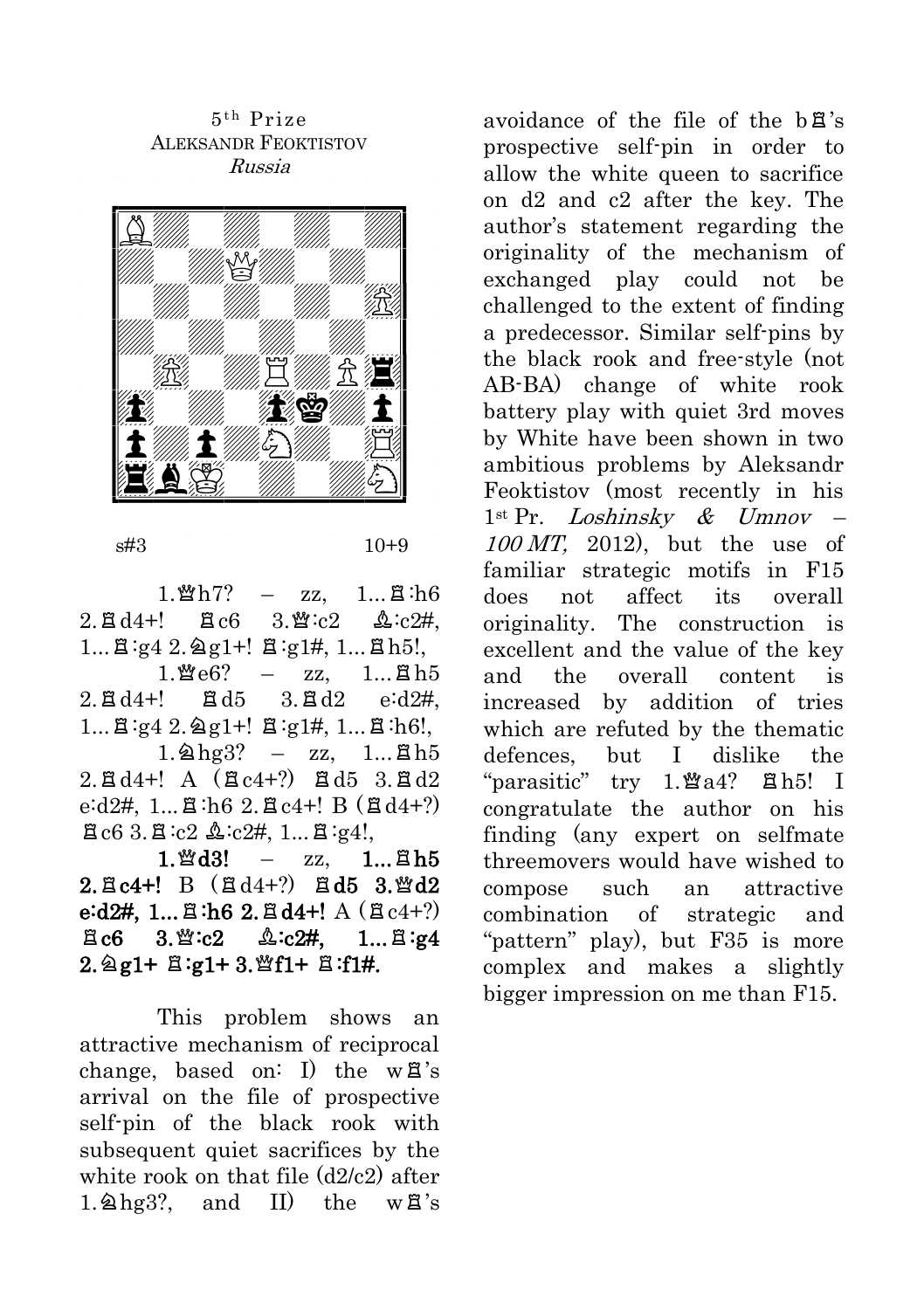5th Prize
ALEKSANDR FEOKTISTOV
*Russia*

s#3 10+9

1.♕h7? – zz, 1...♖:h6 2.♖d4+! ♖c6 3.♕:c2 ♗:c2#, 1...♖:g4 2.♘g1+! ♖:g1#, 1...♖h5!,

1.♕e6? – zz, 1...♖h5 2.♖d4+! ♖d5 3.♖d2 e:d2#, 1...♖:g4 2.♘g1+! ♖:g1#, 1...♖:h6!,

1.♘hg3? – zz, 1...♖h5 2.♖d4+! A (♖c4+?) ♖d5 3.♖d2 e:d2#, 1...♖:h6 2.♖c4+! B (♖d4+?) ♖c6 3.♖:c2 ♗:c2#, 1...♖:g4!,

**1.♕d3!** – zz, **1...♖h5 2.♖c4+!** B (♖d4+?) **♖d5 3.♕d2 e:d2#, 1...♖:h6 2.♖d4+!** A (♖c4+?) **♖c6 3.♕:c2 ♗:c2#, 1...♖:g4 2.♘g1+ ♖:g1+ 3.♕f1+ ♖:f1#.**

This problem shows an attractive mechanism of reciprocal change, based on: I) the w♖'s arrival on the file of prospective self-pin of the black rook with subsequent quiet sacrifices by the white rook on that file (d2/c2) after 1.♘hg3?, and II) the w♖'s avoidance of the file of the b♖'s prospective self-pin in order to allow the white queen to sacrifice on d2 and c2 after the key. The author's statement regarding the originality of the mechanism of exchanged play could not be challenged to the extent of finding a predecessor. Similar self-pins by the black rook and free-style (not AB-BA) change of white rook battery play with quiet 3rd moves by White have been shown in two ambitious problems by Aleksandr Feoktistov (most recently in his 1st Pr. *Loshinsky & Umnov – 100 MT,* 2012), but the use of familiar strategic motifs in F15 does not affect its overall originality. The construction is excellent and the value of the key and the overall content is increased by addition of tries which are refuted by the thematic defences, but I dislike the "parasitic" try 1.♕a4? ♖h5! I congratulate the author on his finding (any expert on selfmate threemovers would have wished to compose such an attractive combination of strategic and "pattern" play), but F35 is more complex and makes a slightly bigger impression on me than F15.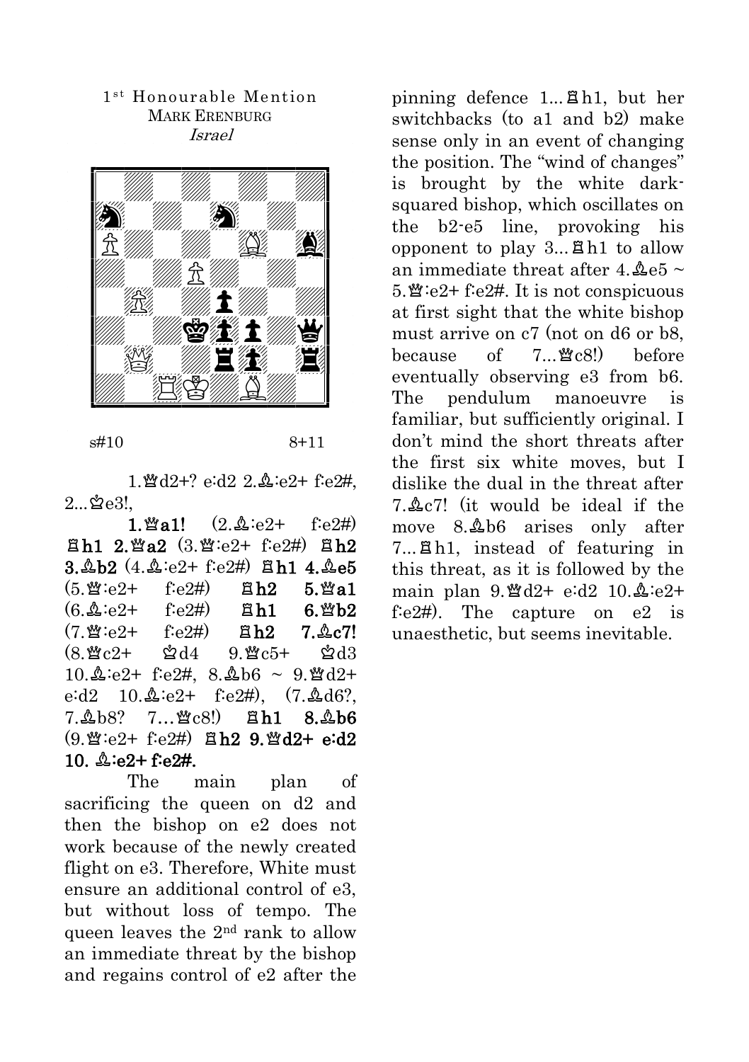1[st] Honourable Mention
MARK ERENBURG
*Israel*

s#10 8+11

1.♕d2+? e:d2 2.♗:e2+ f:e2#, 2...♔e3!,

**1.♕a1!** (2.♗:e2+ f:e2#) **♖h1 2.♕a2** (3.♕:e2+ f:e2#) **♖h2 3.♗b2** (4.♗:e2+ f:e2#) **♖h1 4.♗e5** (5.♕:e2+ f:e2#) **♖h2 5.♕a1** (6.♗:e2+ f:e2#) **♖h1 6.♕b2** (7.♕:e2+ f:e2#) **♖h2 7.♗c7!** (8.♕c2+ ♔d4 9.♕c5+ ♔d3 10.♗:e2+ f:e2#, 8.♗b6 ~ 9.♕d2+ e:d2 10.♗:e2+ f:e2#), (7.♗d6?, 7.♗b8? 7…♕c8!) **♖h1 8.♗b6** (9.♕:e2+ f:e2#) **♖h2 9.♕d2+ e:d2 10. ♗:e2+ f:e2#.**

The main plan of sacrificing the queen on d2 and then the bishop on e2 does not work because of the newly created flight on e3. Therefore, White must ensure an additional control of e3, but without loss of tempo. The queen leaves the 2[nd] rank to allow an immediate threat by the bishop and regains control of e2 after the pinning defence 1...♖h1, but her switchbacks (to a1 and b2) make sense only in an event of changing the position. The "wind of changes" is brought by the white dark-squared bishop, which oscillates on the b2-e5 line, provoking his opponent to play 3...♖h1 to allow an immediate threat after 4.♗e5 ~ 5.♕:e2+ f:e2#. It is not conspicuous at first sight that the white bishop must arrive on c7 (not on d6 or b8, because of 7...♕c8!) before eventually observing e3 from b6. The pendulum manoeuvre is familiar, but sufficiently original. I don't mind the short threats after the first six white moves, but I dislike the dual in the threat after 7.♗c7! (it would be ideal if the move 8.♗b6 arises only after 7...♖h1, instead of featuring in this threat, as it is followed by the main plan 9.♕d2+ e:d2 10.♗:e2+ f:e2#). The capture on e2 is unaesthetic, but seems inevitable.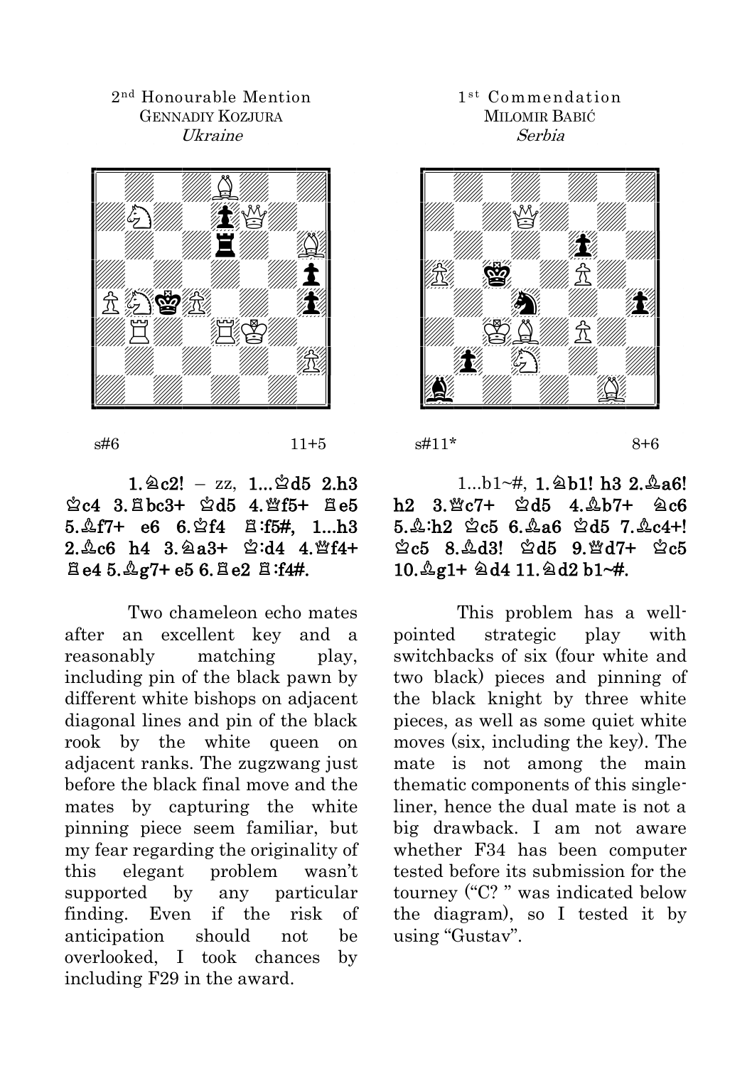2nd Honourable Mention
GENNADIY KOZJURA
*Ukraine*

s#6 11+5

**1.♘c2!** – zz, **1...♔d5 2.h3 ♔c4 3.♖bc3+ ♔d5 4.♕f5+ ♖e5 5.♗f7+ e6 6.♔f4 ♖:f5#, 1...h3 2.♗c6 h4 3.♘a3+ ♔:d4 4.♕f4+ ♖e4 5.♗g7+ e5 6.♖e2 ♖:f4#.**

Two chameleon echo mates after an excellent key and a reasonably matching play, including pin of the black pawn by different white bishops on adjacent diagonal lines and pin of the black rook by the white queen on adjacent ranks. The zugzwang just before the black final move and the mates by capturing the white pinning piece seem familiar, but my fear regarding the originality of this elegant problem wasn't supported by any particular finding. Even if the risk of anticipation should not be overlooked, I took chances by including F29 in the award.

1st Commendation
MILOMIR BABIĆ
*Serbia*

s#11* 8+6

1...b1~#, **1.♘b1! h3 2.♗a6! h2 3.♕c7+ ♔d5 4.♗b7+ ♘c6 5.♗:h2 ♔c5 6.♗a6 ♔d5 7.♗c4+! ♔c5 8.♗d3! ♔d5 9.♕d7+ ♔c5 10.♗g1+ ♘d4 11.♘d2 b1~#.**

This problem has a well-pointed strategic play with switchbacks of six (four white and two black) pieces and pinning of the black knight by three white pieces, as well as some quiet white moves (six, including the key). The mate is not among the main thematic components of this single-liner, hence the dual mate is not a big drawback. I am not aware whether F34 has been computer tested before its submission for the tourney ("C? " was indicated below the diagram), so I tested it by using "Gustav".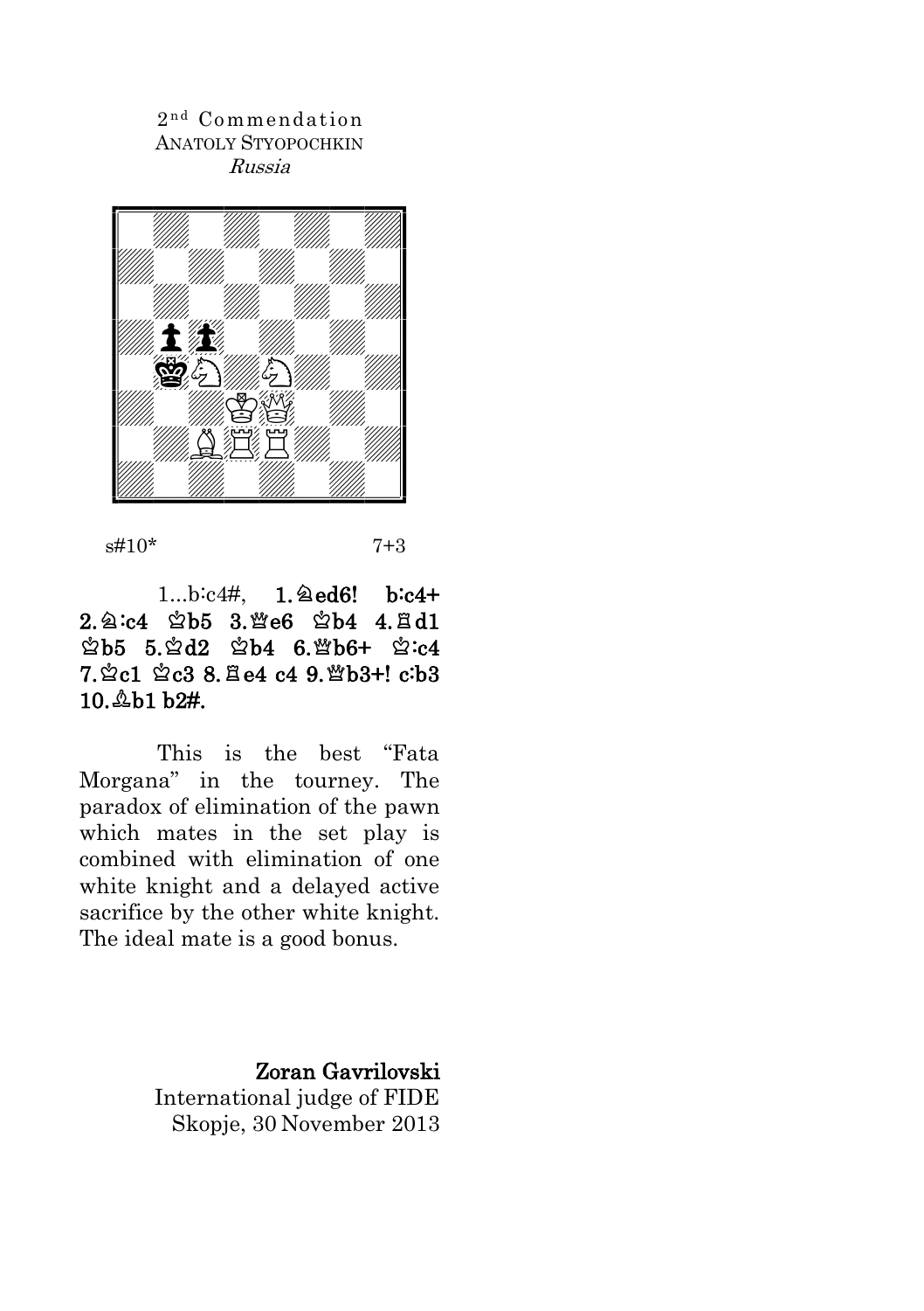2nd Commendation
ANATOLY STYOPOCHKIN
*Russia*

s#10*　　　　　7+3

1...b:c4#, **1.♘ed6! b:c4+ 2.♘:c4 ♔b5 3.♕e6 ♔b4 4.♖d1 ♔b5 5.♔d2 ♔b4 6.♕b6+ ♔:c4 7.♔c1 ♔c3 8.♖e4 c4 9.♕b3+! c:b3 10.♗b1 b2#.**

This is the best "Fata Morgana" in the tourney. The paradox of elimination of the pawn which mates in the set play is combined with elimination of one white knight and a delayed active sacrifice by the other white knight. The ideal mate is a good bonus.

**Zoran Gavrilovski**
International judge of FIDE
Skopje, 30 November 2013